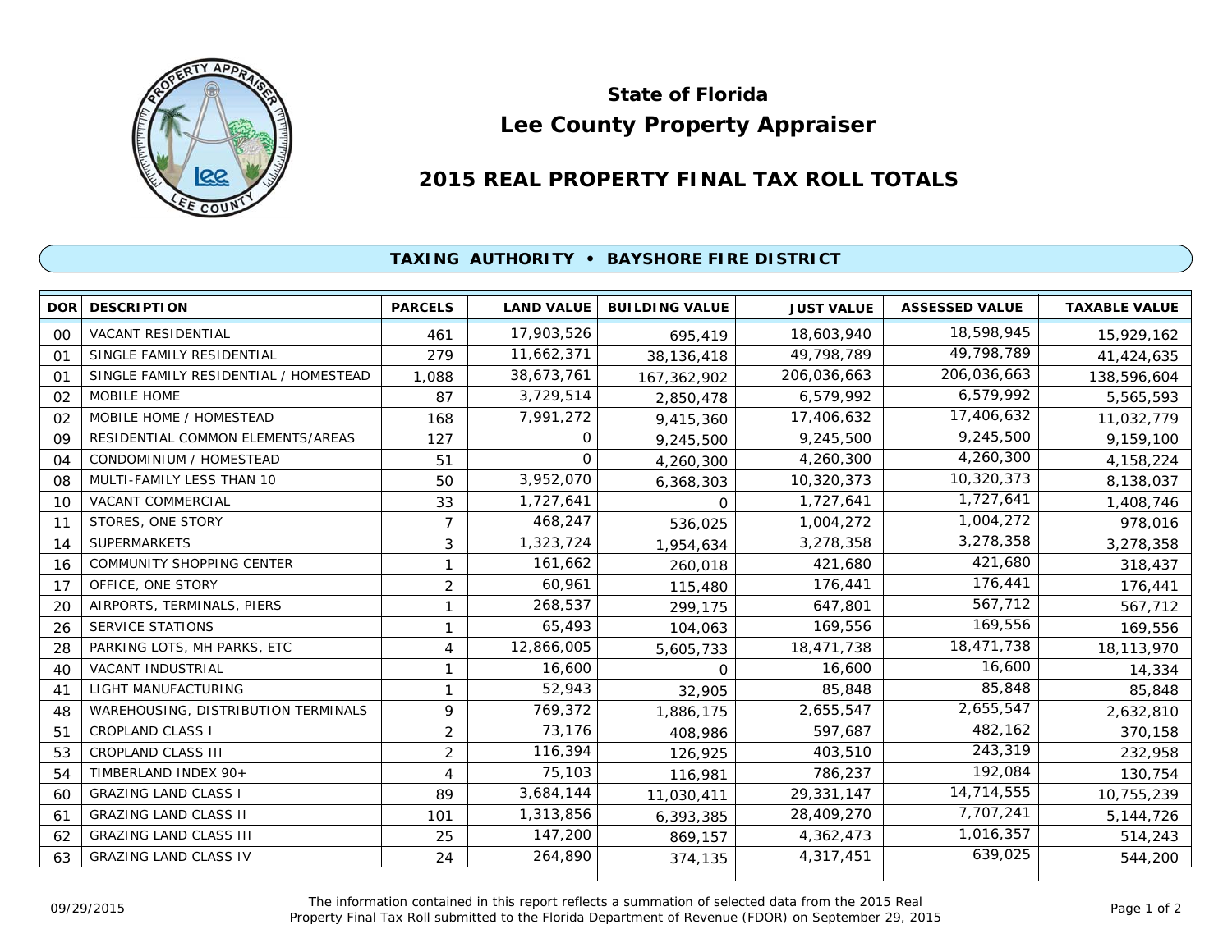# State of Florida
# Lee County Property Appraiser

## 2015 REAL PROPERTY FINAL TAX ROLL TOTALS

### TAXING AUTHORITY • BAYSHORE FIRE DISTRICT

| DOR | DESCRIPTION | PARCELS | LAND VALUE | BUILDING VALUE | JUST VALUE | ASSESSED VALUE | TAXABLE VALUE |
|---|---|---|---|---|---|---|---|
| 00 | VACANT RESIDENTIAL | 461 | 17,903,526 | 695,419 | 18,603,940 | 18,598,945 | 15,929,162 |
| 01 | SINGLE FAMILY RESIDENTIAL | 279 | 11,662,371 | 38,136,418 | 49,798,789 | 49,798,789 | 41,424,635 |
| 01 | SINGLE FAMILY RESIDENTIAL / HOMESTEAD | 1,088 | 38,673,761 | 167,362,902 | 206,036,663 | 206,036,663 | 138,596,604 |
| 02 | MOBILE HOME | 87 | 3,729,514 | 2,850,478 | 6,579,992 | 6,579,992 | 5,565,593 |
| 02 | MOBILE HOME / HOMESTEAD | 168 | 7,991,272 | 9,415,360 | 17,406,632 | 17,406,632 | 11,032,779 |
| 09 | RESIDENTIAL COMMON ELEMENTS/AREAS | 127 | 0 | 9,245,500 | 9,245,500 | 9,245,500 | 9,159,100 |
| 04 | CONDOMINIUM / HOMESTEAD | 51 | 0 | 4,260,300 | 4,260,300 | 4,260,300 | 4,158,224 |
| 08 | MULTI-FAMILY LESS THAN 10 | 50 | 3,952,070 | 6,368,303 | 10,320,373 | 10,320,373 | 8,138,037 |
| 10 | VACANT COMMERCIAL | 33 | 1,727,641 | 0 | 1,727,641 | 1,727,641 | 1,408,746 |
| 11 | STORES, ONE STORY | 7 | 468,247 | 536,025 | 1,004,272 | 1,004,272 | 978,016 |
| 14 | SUPERMARKETS | 3 | 1,323,724 | 1,954,634 | 3,278,358 | 3,278,358 | 3,278,358 |
| 16 | COMMUNITY SHOPPING CENTER | 1 | 161,662 | 260,018 | 421,680 | 421,680 | 318,437 |
| 17 | OFFICE, ONE STORY | 2 | 60,961 | 115,480 | 176,441 | 176,441 | 176,441 |
| 20 | AIRPORTS, TERMINALS, PIERS | 1 | 268,537 | 299,175 | 647,801 | 567,712 | 567,712 |
| 26 | SERVICE STATIONS | 1 | 65,493 | 104,063 | 169,556 | 169,556 | 169,556 |
| 28 | PARKING LOTS, MH PARKS, ETC | 4 | 12,866,005 | 5,605,733 | 18,471,738 | 18,471,738 | 18,113,970 |
| 40 | VACANT INDUSTRIAL | 1 | 16,600 | 0 | 16,600 | 16,600 | 14,334 |
| 41 | LIGHT MANUFACTURING | 1 | 52,943 | 32,905 | 85,848 | 85,848 | 85,848 |
| 48 | WAREHOUSING, DISTRIBUTION TERMINALS | 9 | 769,372 | 1,886,175 | 2,655,547 | 2,655,547 | 2,632,810 |
| 51 | CROPLAND CLASS I | 2 | 73,176 | 408,986 | 597,687 | 482,162 | 370,158 |
| 53 | CROPLAND CLASS III | 2 | 116,394 | 126,925 | 403,510 | 243,319 | 232,958 |
| 54 | TIMBERLAND INDEX 90+ | 4 | 75,103 | 116,981 | 786,237 | 192,084 | 130,754 |
| 60 | GRAZING LAND CLASS I | 89 | 3,684,144 | 11,030,411 | 29,331,147 | 14,714,555 | 10,755,239 |
| 61 | GRAZING LAND CLASS II | 101 | 1,313,856 | 6,393,385 | 28,409,270 | 7,707,241 | 5,144,726 |
| 62 | GRAZING LAND CLASS III | 25 | 147,200 | 869,157 | 4,362,473 | 1,016,357 | 514,243 |
| 63 | GRAZING LAND CLASS IV | 24 | 264,890 | 374,135 | 4,317,451 | 639,025 | 544,200 |

09/29/2015

The information contained in this report reflects a summation of selected data from the 2015 Real Property Final Tax Roll submitted to the Florida Department of Revenue (FDOR) on September 29, 2015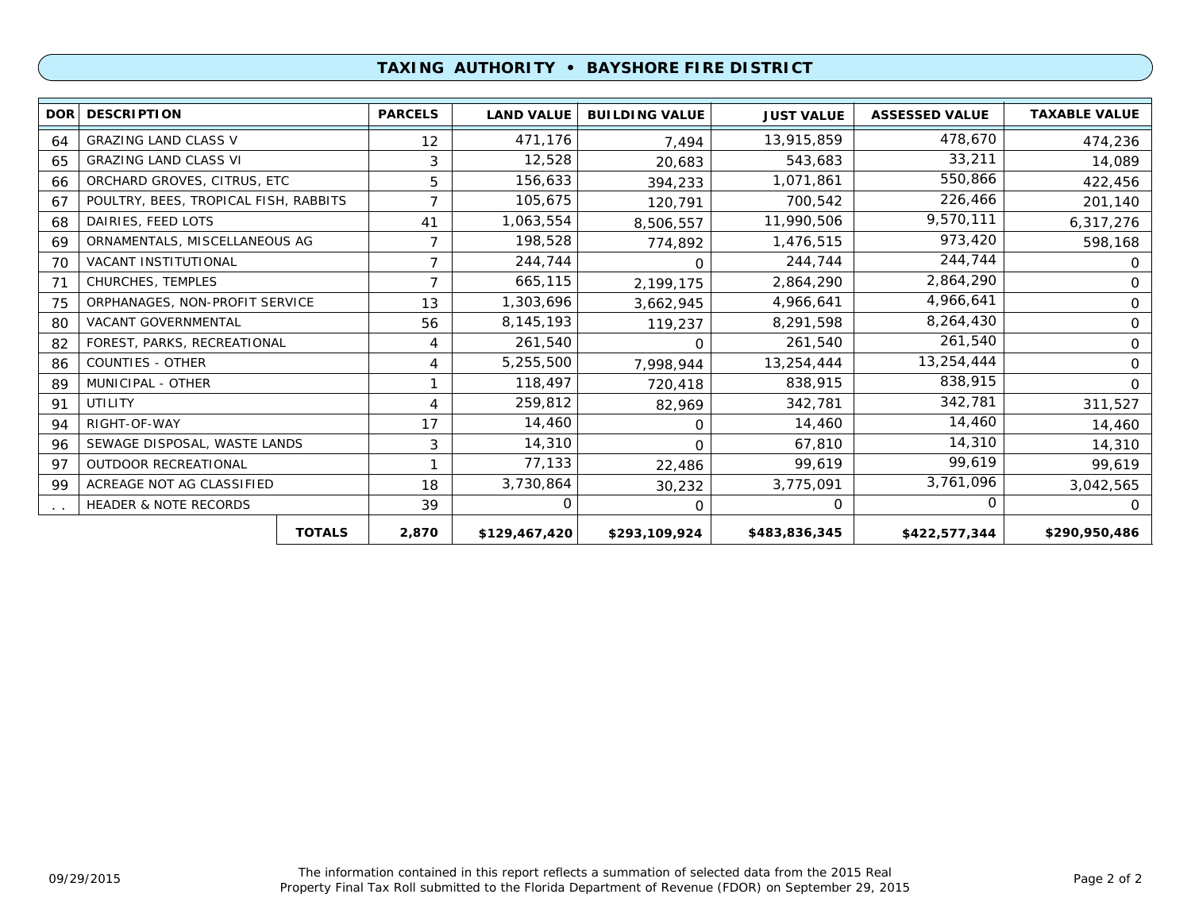## TAXING AUTHORITY • BAYSHORE FIRE DISTRICT

| DOR | DESCRIPTION | PARCELS | LAND VALUE | BUILDING VALUE | JUST VALUE | ASSESSED VALUE | TAXABLE VALUE |
|---|---|---|---|---|---|---|---|
| 64 | GRAZING LAND CLASS V | 12 | 471,176 | 7,494 | 13,915,859 | 478,670 | 474,236 |
| 65 | GRAZING LAND CLASS VI | 3 | 12,528 | 20,683 | 543,683 | 33,211 | 14,089 |
| 66 | ORCHARD GROVES, CITRUS, ETC | 5 | 156,633 | 394,233 | 1,071,861 | 550,866 | 422,456 |
| 67 | POULTRY, BEES, TROPICAL FISH, RABBITS | 7 | 105,675 | 120,791 | 700,542 | 226,466 | 201,140 |
| 68 | DAIRIES, FEED LOTS | 41 | 1,063,554 | 8,506,557 | 11,990,506 | 9,570,111 | 6,317,276 |
| 69 | ORNAMENTALS, MISCELLANEOUS AG | 7 | 198,528 | 774,892 | 1,476,515 | 973,420 | 598,168 |
| 70 | VACANT INSTITUTIONAL | 7 | 244,744 | 0 | 244,744 | 244,744 | 0 |
| 71 | CHURCHES, TEMPLES | 7 | 665,115 | 2,199,175 | 2,864,290 | 2,864,290 | 0 |
| 75 | ORPHANAGES, NON-PROFIT SERVICE | 13 | 1,303,696 | 3,662,945 | 4,966,641 | 4,966,641 | 0 |
| 80 | VACANT GOVERNMENTAL | 56 | 8,145,193 | 119,237 | 8,291,598 | 8,264,430 | 0 |
| 82 | FOREST, PARKS, RECREATIONAL | 4 | 261,540 | 0 | 261,540 | 261,540 | 0 |
| 86 | COUNTIES - OTHER | 4 | 5,255,500 | 7,998,944 | 13,254,444 | 13,254,444 | 0 |
| 89 | MUNICIPAL - OTHER | 1 | 118,497 | 720,418 | 838,915 | 838,915 | 0 |
| 91 | UTILITY | 4 | 259,812 | 82,969 | 342,781 | 342,781 | 311,527 |
| 94 | RIGHT-OF-WAY | 17 | 14,460 | 0 | 14,460 | 14,460 | 14,460 |
| 96 | SEWAGE DISPOSAL, WASTE LANDS | 3 | 14,310 | 0 | 67,810 | 14,310 | 14,310 |
| 97 | OUTDOOR RECREATIONAL | 1 | 77,133 | 22,486 | 99,619 | 99,619 | 99,619 |
| 99 | ACREAGE NOT AG CLASSIFIED | 18 | 3,730,864 | 30,232 | 3,775,091 | 3,761,096 | 3,042,565 |
| . . | HEADER & NOTE RECORDS | 39 | 0 | 0 | 0 | 0 | 0 |
| | **TOTALS** | **2,870** | **$129,467,420** | **$293,109,924** | **$483,836,345** | **$422,577,344** | **$290,950,486** |

09/29/2015

The information contained in this report reflects a summation of selected data from the 2015 Real Property Final Tax Roll submitted to the Florida Department of Revenue (FDOR) on September 29, 2015